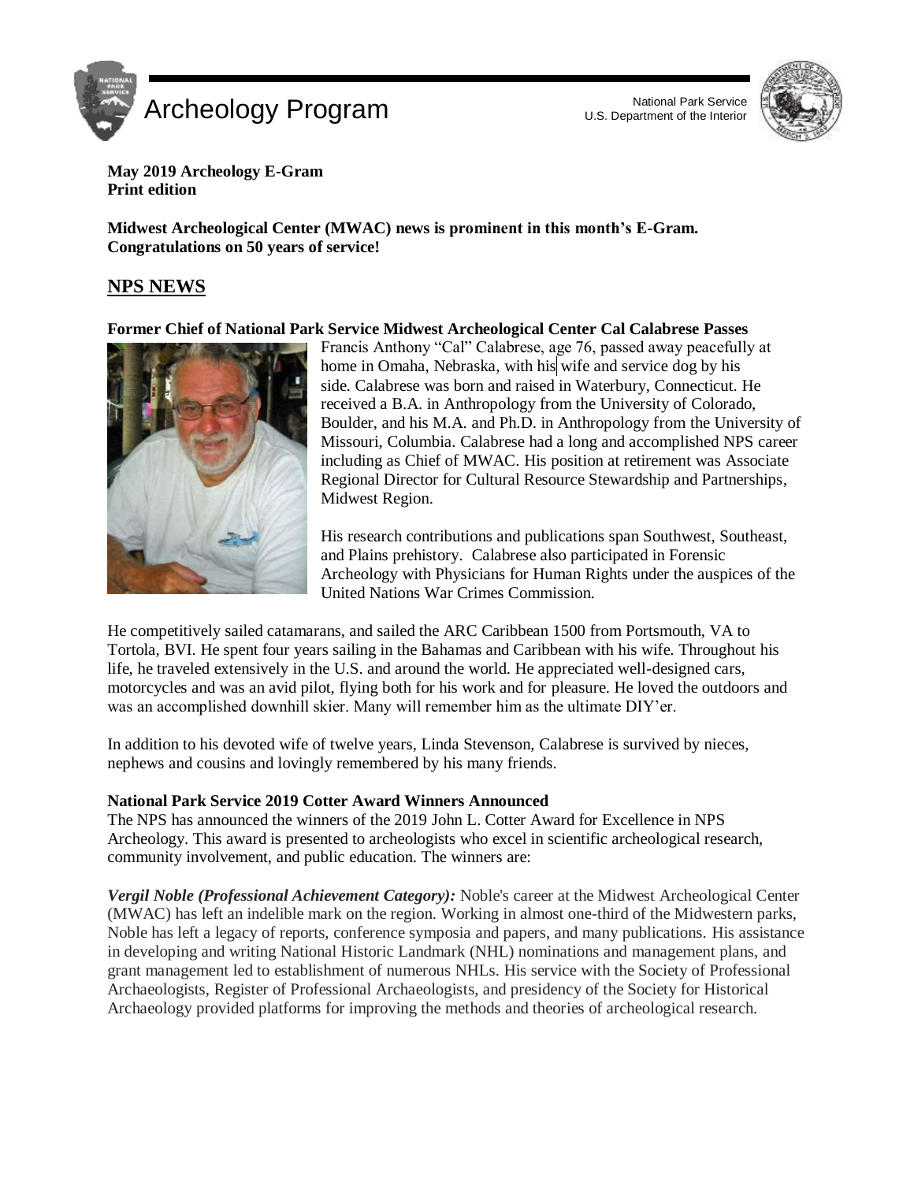# Archeology Program

National Park Service
U.S. Department of the Interior

**May 2019 Archeology E-Gram**
**Print edition**

**Midwest Archeological Center (MWAC) news is prominent in this month's E-Gram. Congratulations on 50 years of service!**

## NPS NEWS

**Former Chief of National Park Service Midwest Archeological Center Cal Calabrese Passes**

Francis Anthony "Cal" Calabrese, age 76, passed away peacefully at home in Omaha, Nebraska, with his wife and service dog by his side. Calabrese was born and raised in Waterbury, Connecticut. He received a B.A. in Anthropology from the University of Colorado, Boulder, and his M.A. and Ph.D. in Anthropology from the University of Missouri, Columbia. Calabrese had a long and accomplished NPS career including as Chief of MWAC. His position at retirement was Associate Regional Director for Cultural Resource Stewardship and Partnerships, Midwest Region.

His research contributions and publications span Southwest, Southeast, and Plains prehistory. Calabrese also participated in Forensic Archeology with Physicians for Human Rights under the auspices of the United Nations War Crimes Commission.

He competitively sailed catamarans, and sailed the ARC Caribbean 1500 from Portsmouth, VA to Tortola, BVI. He spent four years sailing in the Bahamas and Caribbean with his wife. Throughout his life, he traveled extensively in the U.S. and around the world. He appreciated well-designed cars, motorcycles and was an avid pilot, flying both for his work and for pleasure. He loved the outdoors and was an accomplished downhill skier. Many will remember him as the ultimate DIY'er.

In addition to his devoted wife of twelve years, Linda Stevenson, Calabrese is survived by nieces, nephews and cousins and lovingly remembered by his many friends.

**National Park Service 2019 Cotter Award Winners Announced**

The NPS has announced the winners of the 2019 John L. Cotter Award for Excellence in NPS Archeology. This award is presented to archeologists who excel in scientific archeological research, community involvement, and public education. The winners are:

***Vergil Noble (Professional Achievement Category):*** Noble's career at the Midwest Archeological Center (MWAC) has left an indelible mark on the region. Working in almost one-third of the Midwestern parks, Noble has left a legacy of reports, conference symposia and papers, and many publications. His assistance in developing and writing National Historic Landmark (NHL) nominations and management plans, and grant management led to establishment of numerous NHLs. His service with the Society of Professional Archaeologists, Register of Professional Archaeologists, and presidency of the Society for Historical Archaeology provided platforms for improving the methods and theories of archeological research.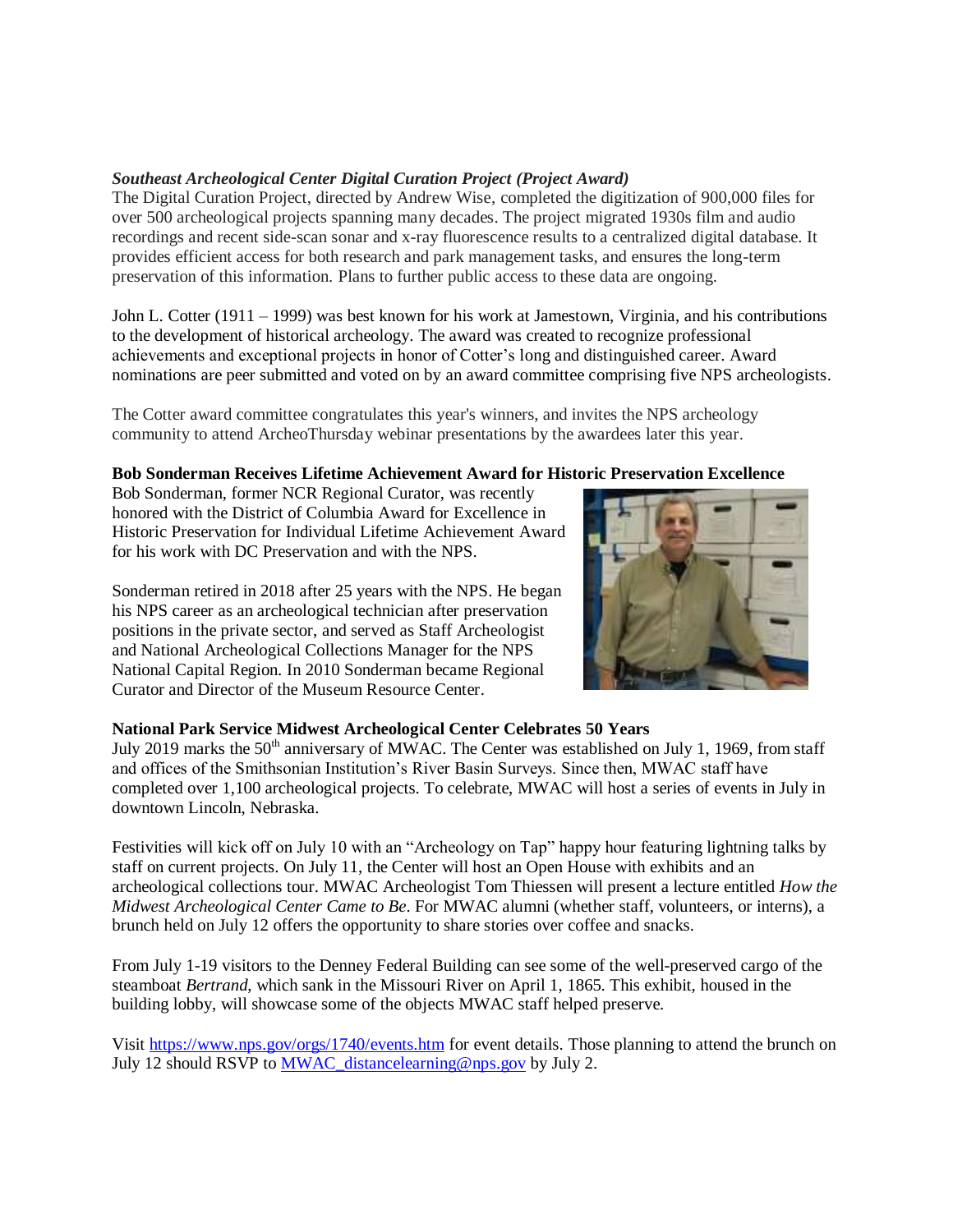***Southeast Archeological Center Digital Curation Project (Project Award)***

The Digital Curation Project, directed by Andrew Wise, completed the digitization of 900,000 files for over 500 archeological projects spanning many decades. The project migrated 1930s film and audio recordings and recent side-scan sonar and x-ray fluorescence results to a centralized digital database. It provides efficient access for both research and park management tasks, and ensures the long-term preservation of this information. Plans to further public access to these data are ongoing.

John L. Cotter (1911 – 1999) was best known for his work at Jamestown, Virginia, and his contributions to the development of historical archeology. The award was created to recognize professional achievements and exceptional projects in honor of Cotter's long and distinguished career. Award nominations are peer submitted and voted on by an award committee comprising five NPS archeologists.

The Cotter award committee congratulates this year's winners, and invites the NPS archeology community to attend ArcheoThursday webinar presentations by the awardees later this year.

**Bob Sonderman Receives Lifetime Achievement Award for Historic Preservation Excellence**

Bob Sonderman, former NCR Regional Curator, was recently honored with the District of Columbia Award for Excellence in Historic Preservation for Individual Lifetime Achievement Award for his work with DC Preservation and with the NPS.

Sonderman retired in 2018 after 25 years with the NPS. He began his NPS career as an archeological technician after preservation positions in the private sector, and served as Staff Archeologist and National Archeological Collections Manager for the NPS National Capital Region. In 2010 Sonderman became Regional Curator and Director of the Museum Resource Center.

**National Park Service Midwest Archeological Center Celebrates 50 Years**

July 2019 marks the 50th anniversary of MWAC. The Center was established on July 1, 1969, from staff and offices of the Smithsonian Institution's River Basin Surveys. Since then, MWAC staff have completed over 1,100 archeological projects. To celebrate, MWAC will host a series of events in July in downtown Lincoln, Nebraska.

Festivities will kick off on July 10 with an "Archeology on Tap" happy hour featuring lightning talks by staff on current projects. On July 11, the Center will host an Open House with exhibits and an archeological collections tour. MWAC Archeologist Tom Thiessen will present a lecture entitled *How the Midwest Archeological Center Came to Be*. For MWAC alumni (whether staff, volunteers, or interns), a brunch held on July 12 offers the opportunity to share stories over coffee and snacks.

From July 1-19 visitors to the Denney Federal Building can see some of the well-preserved cargo of the steamboat *Bertrand*, which sank in the Missouri River on April 1, 1865. This exhibit, housed in the building lobby, will showcase some of the objects MWAC staff helped preserve.

Visit [https://www.nps.gov/orgs/1740/events.htm](https://www.nps.gov/orgs/1740/events.htm) for event details. Those planning to attend the brunch on July 12 should RSVP to [MWAC_distancelearning@nps.gov](mailto:MWAC_distancelearning@nps.gov) by July 2.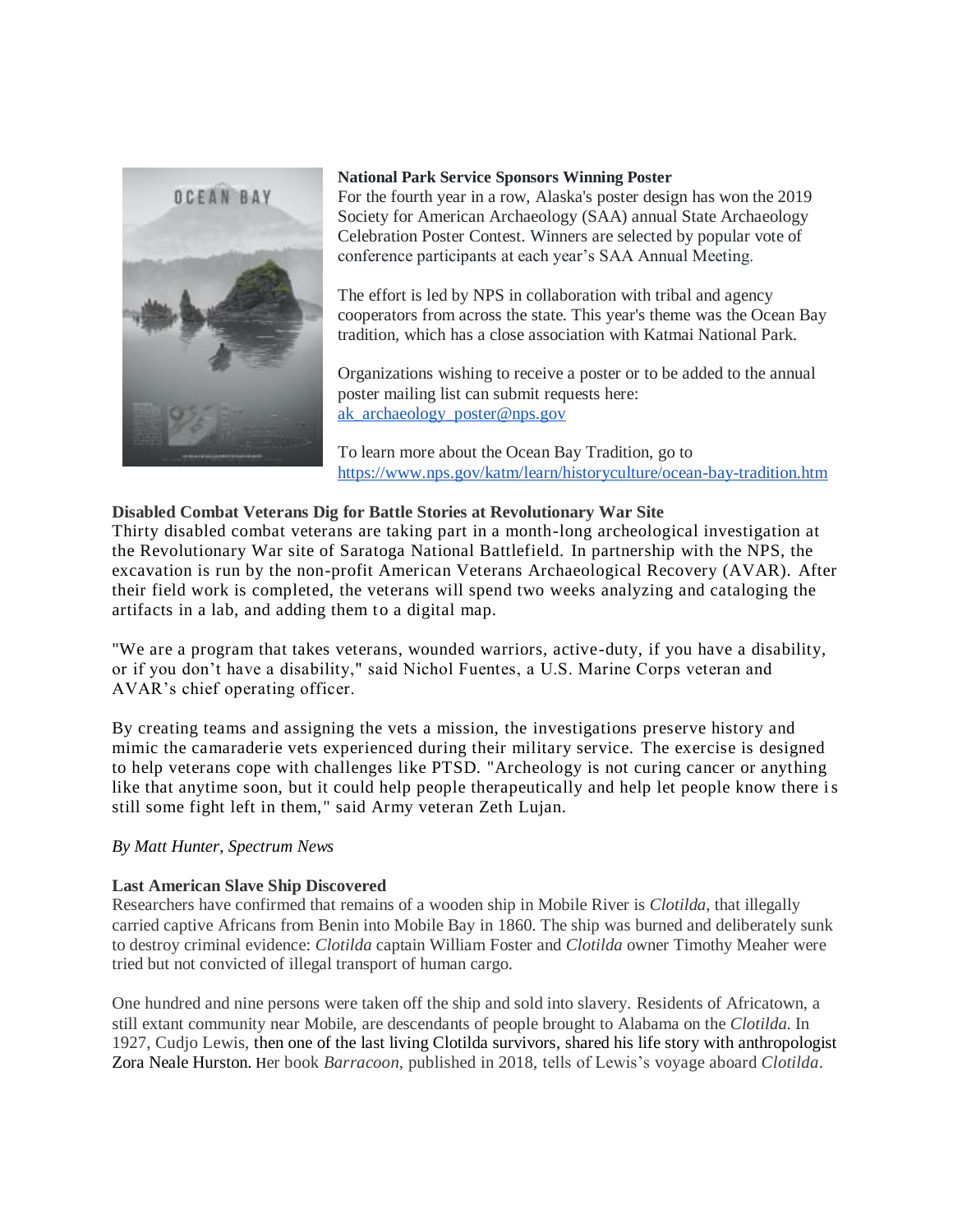**National Park Service Sponsors Winning Poster**

For the fourth year in a row, Alaska's poster design has won the 2019 Society for American Archaeology (SAA) annual State Archaeology Celebration Poster Contest. Winners are selected by popular vote of conference participants at each year's SAA Annual Meeting.

The effort is led by NPS in collaboration with tribal and agency cooperators from across the state. This year's theme was the Ocean Bay tradition, which has a close association with Katmai National Park.

Organizations wishing to receive a poster or to be added to the annual poster mailing list can submit requests here: [ak_archaeology_poster@nps.gov](mailto:ak_archaeology_poster@nps.gov)

To learn more about the Ocean Bay Tradition, go to <https://www.nps.gov/katm/learn/historyculture/ocean-bay-tradition.htm>

**Disabled Combat Veterans Dig for Battle Stories at Revolutionary War Site**

Thirty disabled combat veterans are taking part in a month-long archeological investigation at the Revolutionary War site of Saratoga National Battlefield. In partnership with the NPS, the excavation is run by the non-profit American Veterans Archaeological Recovery (AVAR). After their field work is completed, the veterans will spend two weeks analyzing and cataloging the artifacts in a lab, and adding them to a digital map.

"We are a program that takes veterans, wounded warriors, active-duty, if you have a disability, or if you don't have a disability," said Nichol Fuentes, a U.S. Marine Corps veteran and AVAR's chief operating officer.

By creating teams and assigning the vets a mission, the investigations preserve history and mimic the camaraderie vets experienced during their military service. The exercise is designed to help veterans cope with challenges like PTSD. "Archeology is not curing cancer or anything like that anytime soon, but it could help people therapeutically and help let people know there is still some fight left in them," said Army veteran Zeth Lujan.

*By Matt Hunter, Spectrum News*

**Last American Slave Ship Discovered**

Researchers have confirmed that remains of a wooden ship in Mobile River is *Clotilda*, that illegally carried captive Africans from Benin into Mobile Bay in 1860. The ship was burned and deliberately sunk to destroy criminal evidence: *Clotilda* captain William Foster and *Clotilda* owner Timothy Meaher were tried but not convicted of illegal transport of human cargo.

One hundred and nine persons were taken off the ship and sold into slavery. Residents of Africatown, a still extant community near Mobile, are descendants of people brought to Alabama on the *Clotilda.* In 1927, Cudjo Lewis, then one of the last living Clotilda survivors, shared his life story with anthropologist Zora Neale Hurston. Her book *Barracoon*, published in 2018, tells of Lewis's voyage aboard *Clotilda*.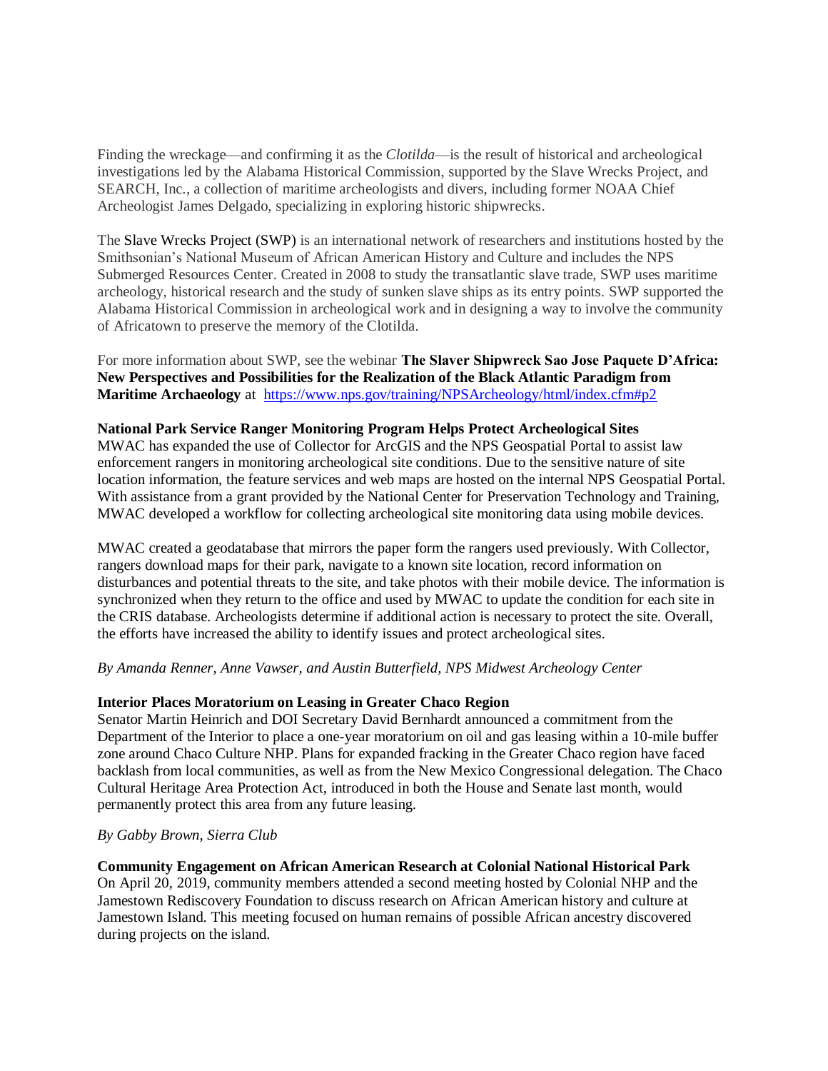Finding the wreckage—and confirming it as the *Clotilda*—is the result of historical and archeological investigations led by the Alabama Historical Commission, supported by the Slave Wrecks Project, and SEARCH, Inc., a collection of maritime archeologists and divers, including former NOAA Chief Archeologist James Delgado, specializing in exploring historic shipwrecks.

The Slave Wrecks Project (SWP) is an international network of researchers and institutions hosted by the Smithsonian's National Museum of African American History and Culture and includes the NPS Submerged Resources Center. Created in 2008 to study the transatlantic slave trade, SWP uses maritime archeology, historical research and the study of sunken slave ships as its entry points. SWP supported the Alabama Historical Commission in archeological work and in designing a way to involve the community of Africatown to preserve the memory of the Clotilda.

For more information about SWP, see the webinar **The Slaver Shipwreck Sao Jose Paquete D'Africa: New Perspectives and Possibilities for the Realization of the Black Atlantic Paradigm from Maritime Archaeology** at [https://www.nps.gov/training/NPSArcheology/html/index.cfm#p2](https://www.nps.gov/training/NPSArcheology/html/index.cfm#p2)

**National Park Service Ranger Monitoring Program Helps Protect Archeological Sites**

MWAC has expanded the use of Collector for ArcGIS and the NPS Geospatial Portal to assist law enforcement rangers in monitoring archeological site conditions. Due to the sensitive nature of site location information, the feature services and web maps are hosted on the internal NPS Geospatial Portal. With assistance from a grant provided by the National Center for Preservation Technology and Training, MWAC developed a workflow for collecting archeological site monitoring data using mobile devices.

MWAC created a geodatabase that mirrors the paper form the rangers used previously. With Collector, rangers download maps for their park, navigate to a known site location, record information on disturbances and potential threats to the site, and take photos with their mobile device. The information is synchronized when they return to the office and used by MWAC to update the condition for each site in the CRIS database. Archeologists determine if additional action is necessary to protect the site. Overall, the efforts have increased the ability to identify issues and protect archeological sites.

*By Amanda Renner, Anne Vawser, and Austin Butterfield, NPS Midwest Archeology Center*

**Interior Places Moratorium on Leasing in Greater Chaco Region**

Senator Martin Heinrich and DOI Secretary David Bernhardt announced a commitment from the Department of the Interior to place a one-year moratorium on oil and gas leasing within a 10-mile buffer zone around Chaco Culture NHP. Plans for expanded fracking in the Greater Chaco region have faced backlash from local communities, as well as from the New Mexico Congressional delegation. The Chaco Cultural Heritage Area Protection Act, introduced in both the House and Senate last month, would permanently protect this area from any future leasing.

*By Gabby Brown, Sierra Club*

**Community Engagement on African American Research at Colonial National Historical Park**

On April 20, 2019, community members attended a second meeting hosted by Colonial NHP and the Jamestown Rediscovery Foundation to discuss research on African American history and culture at Jamestown Island. This meeting focused on human remains of possible African ancestry discovered during projects on the island.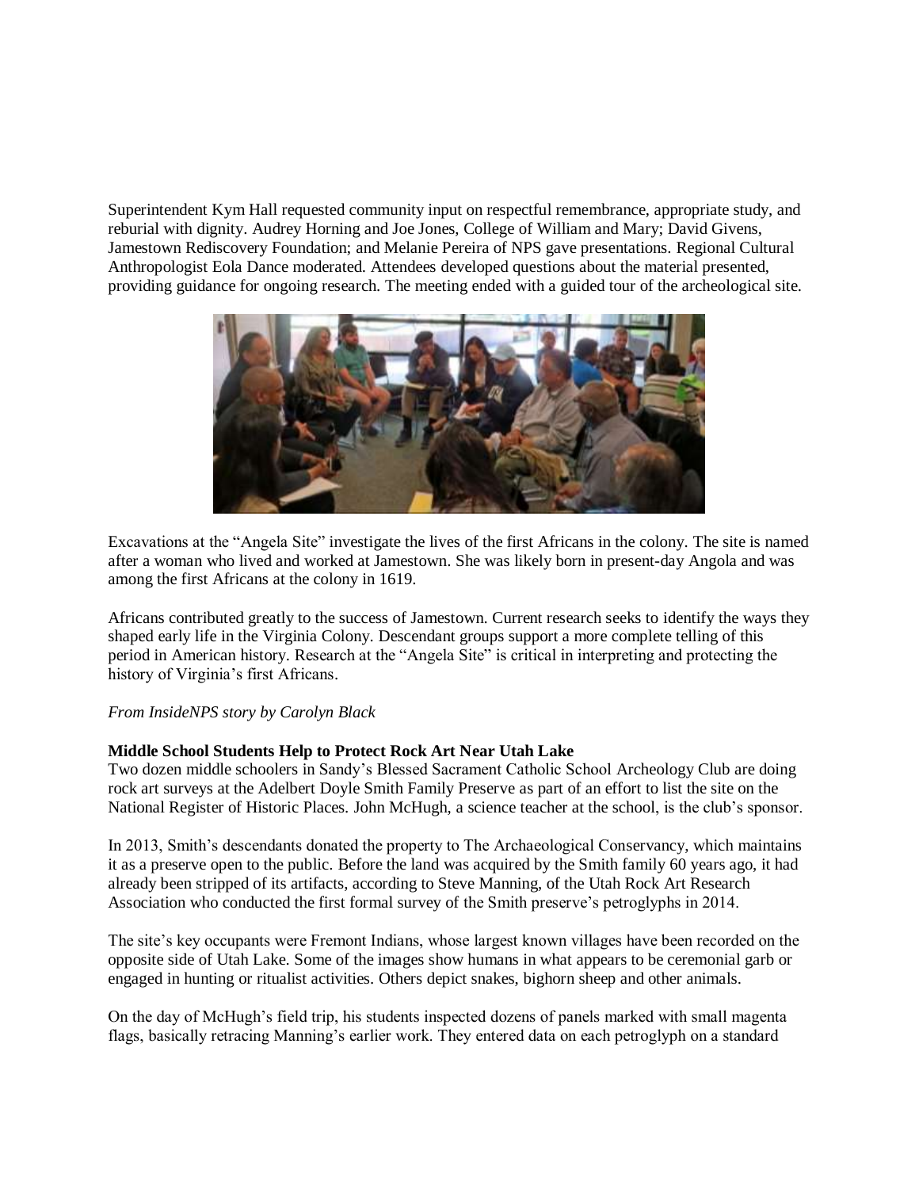Superintendent Kym Hall requested community input on respectful remembrance, appropriate study, and reburial with dignity. Audrey Horning and Joe Jones, College of William and Mary; David Givens, Jamestown Rediscovery Foundation; and Melanie Pereira of NPS gave presentations. Regional Cultural Anthropologist Eola Dance moderated. Attendees developed questions about the material presented, providing guidance for ongoing research. The meeting ended with a guided tour of the archeological site.

Excavations at the "Angela Site" investigate the lives of the first Africans in the colony. The site is named after a woman who lived and worked at Jamestown. She was likely born in present-day Angola and was among the first Africans at the colony in 1619.

Africans contributed greatly to the success of Jamestown. Current research seeks to identify the ways they shaped early life in the Virginia Colony. Descendant groups support a more complete telling of this period in American history. Research at the "Angela Site" is critical in interpreting and protecting the history of Virginia's first Africans.

*From InsideNPS story by Carolyn Black*

**Middle School Students Help to Protect Rock Art Near Utah Lake**

Two dozen middle schoolers in Sandy's Blessed Sacrament Catholic School Archeology Club are doing rock art surveys at the Adelbert Doyle Smith Family Preserve as part of an effort to list the site on the National Register of Historic Places. John McHugh, a science teacher at the school, is the club's sponsor.

In 2013, Smith's descendants donated the property to The Archaeological Conservancy, which maintains it as a preserve open to the public. Before the land was acquired by the Smith family 60 years ago, it had already been stripped of its artifacts, according to Steve Manning, of the Utah Rock Art Research Association who conducted the first formal survey of the Smith preserve's petroglyphs in 2014.

The site's key occupants were Fremont Indians, whose largest known villages have been recorded on the opposite side of Utah Lake. Some of the images show humans in what appears to be ceremonial garb or engaged in hunting or ritualist activities. Others depict snakes, bighorn sheep and other animals.

On the day of McHugh's field trip, his students inspected dozens of panels marked with small magenta flags, basically retracing Manning's earlier work. They entered data on each petroglyph on a standard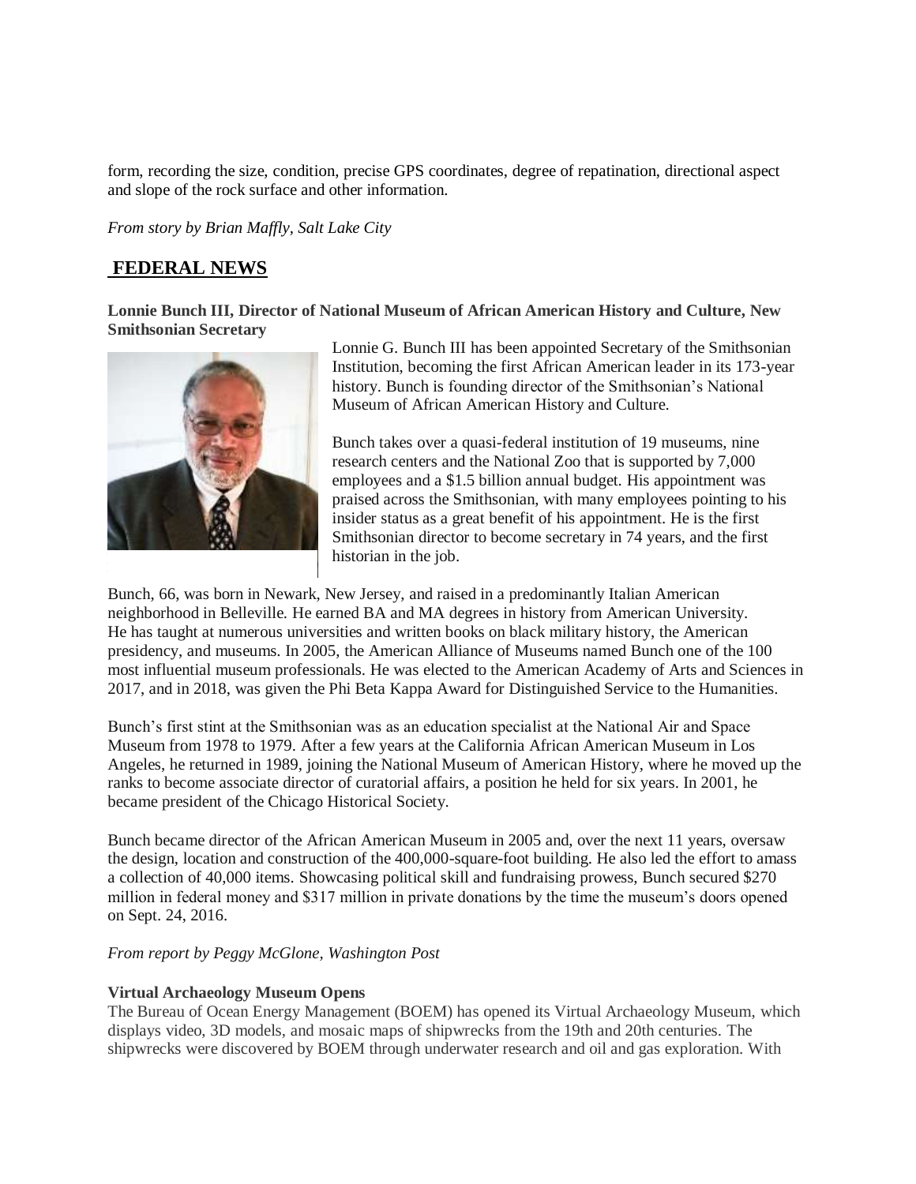form, recording the size, condition, precise GPS coordinates, degree of repatination, directional aspect and slope of the rock surface and other information.

*From story by Brian Maffly, Salt Lake City*

## FEDERAL NEWS

**Lonnie Bunch III, Director of National Museum of African American History and Culture, New Smithsonian Secretary**

Lonnie G. Bunch III has been appointed Secretary of the Smithsonian Institution, becoming the first African American leader in its 173-year history. Bunch is founding director of the Smithsonian's National Museum of African American History and Culture.

Bunch takes over a quasi-federal institution of 19 museums, nine research centers and the National Zoo that is supported by 7,000 employees and a $1.5 billion annual budget. His appointment was praised across the Smithsonian, with many employees pointing to his insider status as a great benefit of his appointment. He is the first Smithsonian director to become secretary in 74 years, and the first historian in the job.

Bunch, 66, was born in Newark, New Jersey, and raised in a predominantly Italian American neighborhood in Belleville. He earned BA and MA degrees in history from American University. He has taught at numerous universities and written books on black military history, the American presidency, and museums. In 2005, the American Alliance of Museums named Bunch one of the 100 most influential museum professionals. He was elected to the American Academy of Arts and Sciences in 2017, and in 2018, was given the Phi Beta Kappa Award for Distinguished Service to the Humanities.

Bunch's first stint at the Smithsonian was as an education specialist at the National Air and Space Museum from 1978 to 1979. After a few years at the California African American Museum in Los Angeles, he returned in 1989, joining the National Museum of American History, where he moved up the ranks to become associate director of curatorial affairs, a position he held for six years. In 2001, he became president of the Chicago Historical Society.

Bunch became director of the African American Museum in 2005 and, over the next 11 years, oversaw the design, location and construction of the 400,000-square-foot building. He also led the effort to amass a collection of 40,000 items. Showcasing political skill and fundraising prowess, Bunch secured $270 million in federal money and $317 million in private donations by the time the museum's doors opened on Sept. 24, 2016.

*From report by Peggy McGlone, Washington Post*

**Virtual Archaeology Museum Opens**

The Bureau of Ocean Energy Management (BOEM) has opened its Virtual Archaeology Museum, which displays video, 3D models, and mosaic maps of shipwrecks from the 19th and 20th centuries. The shipwrecks were discovered by BOEM through underwater research and oil and gas exploration. With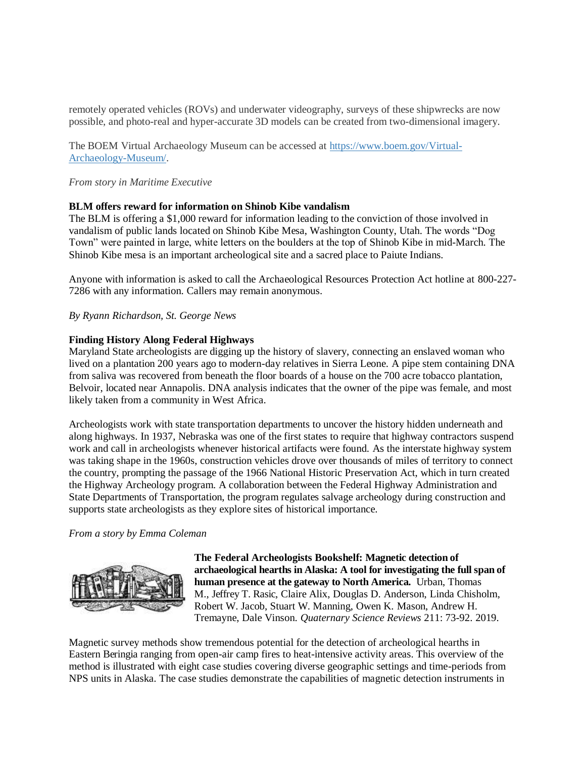remotely operated vehicles (ROVs) and underwater videography, surveys of these shipwrecks are now possible, and photo-real and hyper-accurate 3D models can be created from two-dimensional imagery.

The BOEM Virtual Archaeology Museum can be accessed at [https://www.boem.gov/Virtual-Archaeology-Museum/](https://www.boem.gov/Virtual-Archaeology-Museum/).

*From story in Maritime Executive*

**BLM offers reward for information on Shinob Kibe vandalism**

The BLM is offering a $1,000 reward for information leading to the conviction of those involved in vandalism of public lands located on Shinob Kibe Mesa, Washington County, Utah. The words "Dog Town" were painted in large, white letters on the boulders at the top of Shinob Kibe in mid-March. The Shinob Kibe mesa is an important archeological site and a sacred place to Paiute Indians.

Anyone with information is asked to call the Archaeological Resources Protection Act hotline at 800-227-7286 with any information. Callers may remain anonymous.

*By Ryann Richardson, St. George News*

**Finding History Along Federal Highways**

Maryland State archeologists are digging up the history of slavery, connecting an enslaved woman who lived on a plantation 200 years ago to modern-day relatives in Sierra Leone. A pipe stem containing DNA from saliva was recovered from beneath the floor boards of a house on the 700 acre tobacco plantation, Belvoir, located near Annapolis. DNA analysis indicates that the owner of the pipe was female, and most likely taken from a community in West Africa.

Archeologists work with state transportation departments to uncover the history hidden underneath and along highways. In 1937, Nebraska was one of the first states to require that highway contractors suspend work and call in archeologists whenever historical artifacts were found. As the interstate highway system was taking shape in the 1960s, construction vehicles drove over thousands of miles of territory to connect the country, prompting the passage of the 1966 National Historic Preservation Act, which in turn created the Highway Archeology program. A collaboration between the Federal Highway Administration and State Departments of Transportation, the program regulates salvage archeology during construction and supports state archeologists as they explore sites of historical importance.

*From a story by Emma Coleman*

**The Federal Archeologists Bookshelf: Magnetic detection of archaeological hearths in Alaska: A tool for investigating the full span of human presence at the gateway to North America.** Urban, Thomas M., Jeffrey T. Rasic, Claire Alix, Douglas D. Anderson, Linda Chisholm, Robert W. Jacob, Stuart W. Manning, Owen K. Mason, Andrew H. Tremayne, Dale Vinson. *Quaternary Science Reviews* 211: 73-92. 2019.

Magnetic survey methods show tremendous potential for the detection of archeological hearths in Eastern Beringia ranging from open-air camp fires to heat-intensive activity areas. This overview of the method is illustrated with eight case studies covering diverse geographic settings and time-periods from NPS units in Alaska. The case studies demonstrate the capabilities of magnetic detection instruments in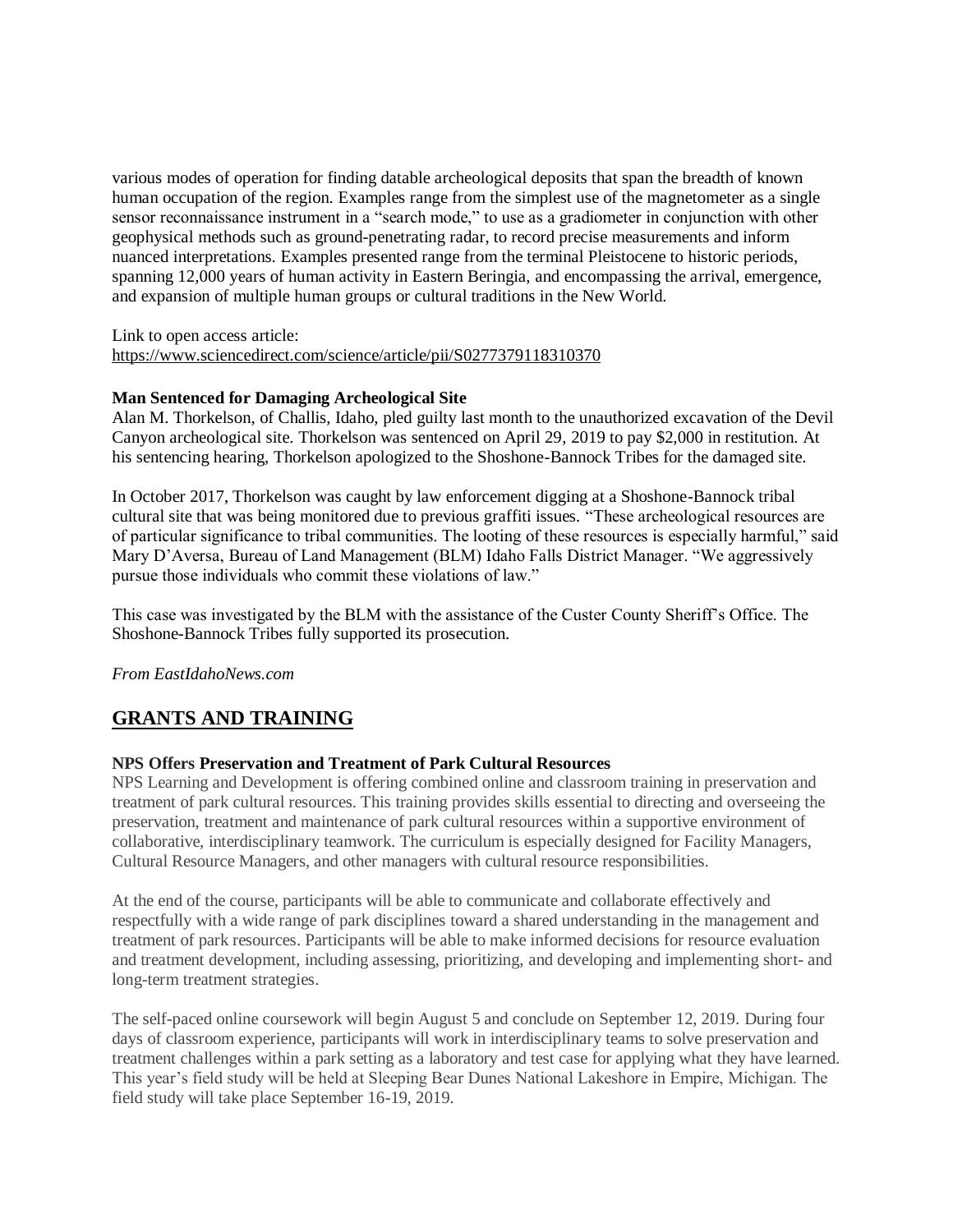various modes of operation for finding datable archeological deposits that span the breadth of known human occupation of the region. Examples range from the simplest use of the magnetometer as a single sensor reconnaissance instrument in a "search mode," to use as a gradiometer in conjunction with other geophysical methods such as ground-penetrating radar, to record precise measurements and inform nuanced interpretations. Examples presented range from the terminal Pleistocene to historic periods, spanning 12,000 years of human activity in Eastern Beringia, and encompassing the arrival, emergence, and expansion of multiple human groups or cultural traditions in the New World.

Link to open access article:
https://www.sciencedirect.com/science/article/pii/S0277379118310370

**Man Sentenced for Damaging Archeological Site**

Alan M. Thorkelson, of Challis, Idaho, pled guilty last month to the unauthorized excavation of the Devil Canyon archeological site. Thorkelson was sentenced on April 29, 2019 to pay $2,000 in restitution. At his sentencing hearing, Thorkelson apologized to the Shoshone-Bannock Tribes for the damaged site.

In October 2017, Thorkelson was caught by law enforcement digging at a Shoshone-Bannock tribal cultural site that was being monitored due to previous graffiti issues. "These archeological resources are of particular significance to tribal communities. The looting of these resources is especially harmful," said Mary D'Aversa, Bureau of Land Management (BLM) Idaho Falls District Manager. "We aggressively pursue those individuals who commit these violations of law."

This case was investigated by the BLM with the assistance of the Custer County Sheriff's Office. The Shoshone-Bannock Tribes fully supported its prosecution.

*From EastIdahoNews.com*

## GRANTS AND TRAINING

**NPS Offers Preservation and Treatment of Park Cultural Resources**

NPS Learning and Development is offering combined online and classroom training in preservation and treatment of park cultural resources. This training provides skills essential to directing and overseeing the preservation, treatment and maintenance of park cultural resources within a supportive environment of collaborative, interdisciplinary teamwork. The curriculum is especially designed for Facility Managers, Cultural Resource Managers, and other managers with cultural resource responsibilities.

At the end of the course, participants will be able to communicate and collaborate effectively and respectfully with a wide range of park disciplines toward a shared understanding in the management and treatment of park resources. Participants will be able to make informed decisions for resource evaluation and treatment development, including assessing, prioritizing, and developing and implementing short- and long-term treatment strategies.

The self-paced online coursework will begin August 5 and conclude on September 12, 2019. During four days of classroom experience, participants will work in interdisciplinary teams to solve preservation and treatment challenges within a park setting as a laboratory and test case for applying what they have learned. This year's field study will be held at Sleeping Bear Dunes National Lakeshore in Empire, Michigan. The field study will take place September 16-19, 2019.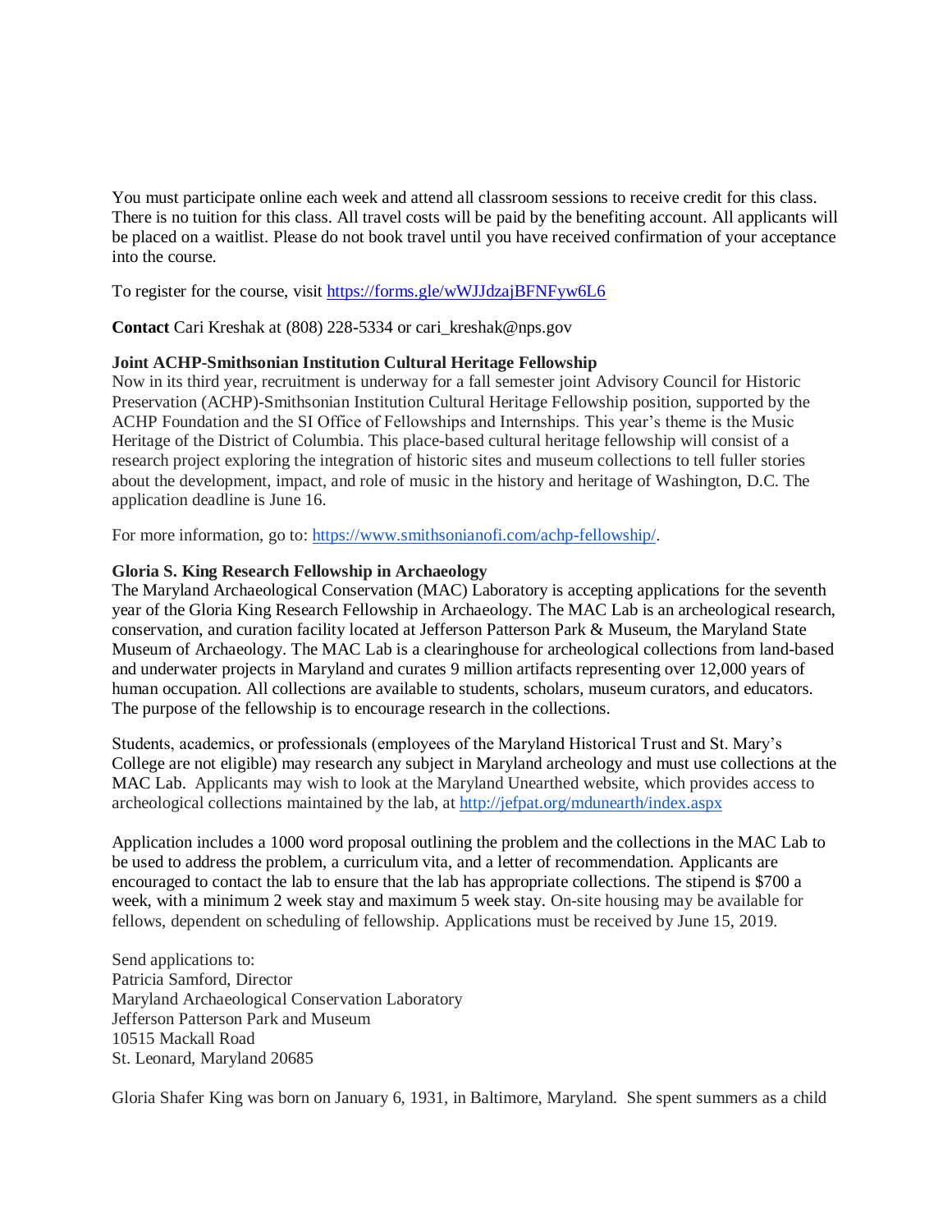You must participate online each week and attend all classroom sessions to receive credit for this class. There is no tuition for this class. All travel costs will be paid by the benefiting account. All applicants will be placed on a waitlist. Please do not book travel until you have received confirmation of your acceptance into the course.

To register for the course, visit [https://forms.gle/wWJJdzajBFNFyw6L6](https://forms.gle/wWJJdzajBFNFyw6L6)

**Contact** Cari Kreshak at (808) 228-5334 or cari_kreshak@nps.gov

**Joint ACHP-Smithsonian Institution Cultural Heritage Fellowship**

Now in its third year, recruitment is underway for a fall semester joint Advisory Council for Historic Preservation (ACHP)-Smithsonian Institution Cultural Heritage Fellowship position, supported by the ACHP Foundation and the SI Office of Fellowships and Internships. This year's theme is the Music Heritage of the District of Columbia. This place-based cultural heritage fellowship will consist of a research project exploring the integration of historic sites and museum collections to tell fuller stories about the development, impact, and role of music in the history and heritage of Washington, D.C. The application deadline is June 16.

For more information, go to: [https://www.smithsonianofi.com/achp-fellowship/](https://www.smithsonianofi.com/achp-fellowship/).

**Gloria S. King Research Fellowship in Archaeology**

The Maryland Archaeological Conservation (MAC) Laboratory is accepting applications for the seventh year of the Gloria King Research Fellowship in Archaeology. The MAC Lab is an archeological research, conservation, and curation facility located at Jefferson Patterson Park & Museum, the Maryland State Museum of Archaeology. The MAC Lab is a clearinghouse for archeological collections from land-based and underwater projects in Maryland and curates 9 million artifacts representing over 12,000 years of human occupation. All collections are available to students, scholars, museum curators, and educators. The purpose of the fellowship is to encourage research in the collections.

Students, academics, or professionals (employees of the Maryland Historical Trust and St. Mary's College are not eligible) may research any subject in Maryland archeology and must use collections at the MAC Lab. Applicants may wish to look at the Maryland Unearthed website, which provides access to archeological collections maintained by the lab, at [http://jefpat.org/mdunearth/index.aspx](http://jefpat.org/mdunearth/index.aspx)

Application includes a 1000 word proposal outlining the problem and the collections in the MAC Lab to be used to address the problem, a curriculum vita, and a letter of recommendation. Applicants are encouraged to contact the lab to ensure that the lab has appropriate collections. The stipend is $700 a week, with a minimum 2 week stay and maximum 5 week stay. On-site housing may be available for fellows, dependent on scheduling of fellowship. Applications must be received by June 15, 2019.

Send applications to:  
Patricia Samford, Director  
Maryland Archaeological Conservation Laboratory  
Jefferson Patterson Park and Museum  
10515 Mackall Road  
St. Leonard, Maryland 20685

Gloria Shafer King was born on January 6, 1931, in Baltimore, Maryland. She spent summers as a child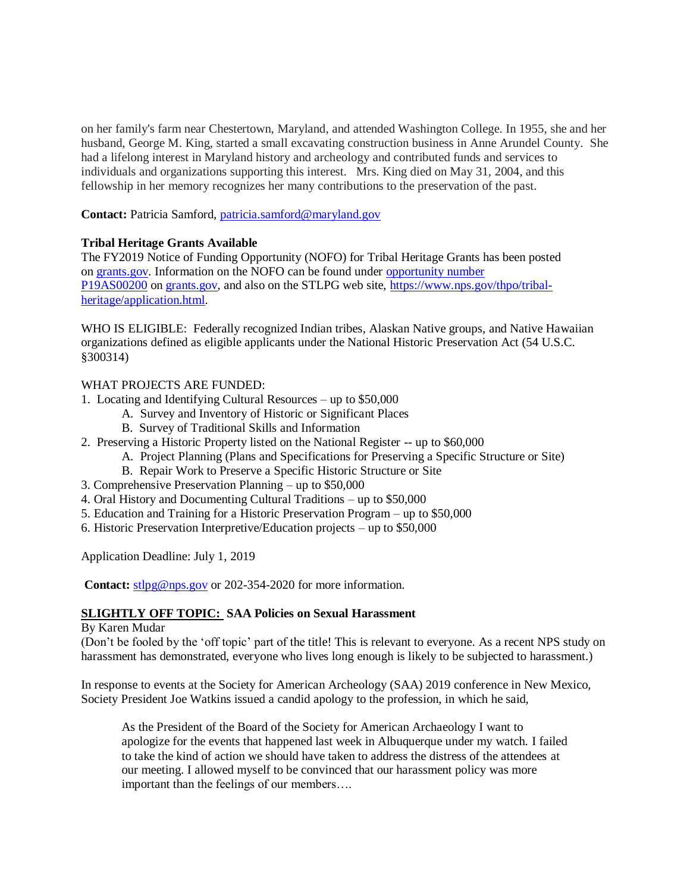on her family's farm near Chestertown, Maryland, and attended Washington College. In 1955, she and her husband, George M. King, started a small excavating construction business in Anne Arundel County. She had a lifelong interest in Maryland history and archeology and contributed funds and services to individuals and organizations supporting this interest. Mrs. King died on May 31, 2004, and this fellowship in her memory recognizes her many contributions to the preservation of the past.

**Contact:** Patricia Samford, patricia.samford@maryland.gov

**Tribal Heritage Grants Available**

The FY2019 Notice of Funding Opportunity (NOFO) for Tribal Heritage Grants has been posted on grants.gov. Information on the NOFO can be found under opportunity number P19AS00200 on grants.gov, and also on the STLPG web site, https://www.nps.gov/thpo/tribal-heritage/application.html.

WHO IS ELIGIBLE: Federally recognized Indian tribes, Alaskan Native groups, and Native Hawaiian organizations defined as eligible applicants under the National Historic Preservation Act (54 U.S.C. §300314)

WHAT PROJECTS ARE FUNDED:

1. Locating and Identifying Cultural Resources – up to $50,000
   - A. Survey and Inventory of Historic or Significant Places
   - B. Survey of Traditional Skills and Information
2. Preserving a Historic Property listed on the National Register -- up to $60,000
   - A. Project Planning (Plans and Specifications for Preserving a Specific Structure or Site)
   - B. Repair Work to Preserve a Specific Historic Structure or Site
3. Comprehensive Preservation Planning – up to $50,000
4. Oral History and Documenting Cultural Traditions – up to $50,000
5. Education and Training for a Historic Preservation Program – up to $50,000
6. Historic Preservation Interpretive/Education projects – up to $50,000

Application Deadline: July 1, 2019

**Contact:** stlpg@nps.gov or 202-354-2020 for more information.

**SLIGHTLY OFF TOPIC: SAA Policies on Sexual Harassment**

By Karen Mudar

(Don't be fooled by the 'off topic' part of the title! This is relevant to everyone. As a recent NPS study on harassment has demonstrated, everyone who lives long enough is likely to be subjected to harassment.)

In response to events at the Society for American Archeology (SAA) 2019 conference in New Mexico, Society President Joe Watkins issued a candid apology to the profession, in which he said,

> As the President of the Board of the Society for American Archaeology I want to apologize for the events that happened last week in Albuquerque under my watch. I failed to take the kind of action we should have taken to address the distress of the attendees at our meeting. I allowed myself to be convinced that our harassment policy was more important than the feelings of our members….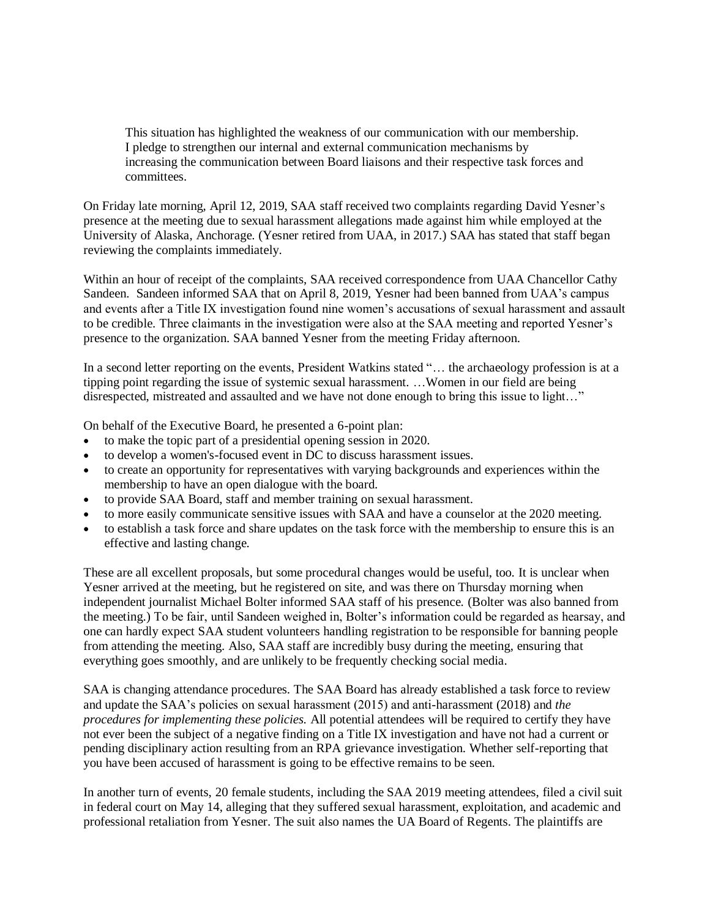> This situation has highlighted the weakness of our communication with our membership. I pledge to strengthen our internal and external communication mechanisms by increasing the communication between Board liaisons and their respective task forces and committees.

On Friday late morning, April 12, 2019, SAA staff received two complaints regarding David Yesner's presence at the meeting due to sexual harassment allegations made against him while employed at the University of Alaska, Anchorage. (Yesner retired from UAA, in 2017.) SAA has stated that staff began reviewing the complaints immediately.

Within an hour of receipt of the complaints, SAA received correspondence from UAA Chancellor Cathy Sandeen. Sandeen informed SAA that on April 8, 2019, Yesner had been banned from UAA's campus and events after a Title IX investigation found nine women's accusations of sexual harassment and assault to be credible. Three claimants in the investigation were also at the SAA meeting and reported Yesner's presence to the organization. SAA banned Yesner from the meeting Friday afternoon.

In a second letter reporting on the events, President Watkins stated "… the archaeology profession is at a tipping point regarding the issue of systemic sexual harassment. …Women in our field are being disrespected, mistreated and assaulted and we have not done enough to bring this issue to light…"

On behalf of the Executive Board, he presented a 6-point plan:

- to make the topic part of a presidential opening session in 2020.
- to develop a women's-focused event in DC to discuss harassment issues.
- to create an opportunity for representatives with varying backgrounds and experiences within the membership to have an open dialogue with the board.
- to provide SAA Board, staff and member training on sexual harassment.
- to more easily communicate sensitive issues with SAA and have a counselor at the 2020 meeting.
- to establish a task force and share updates on the task force with the membership to ensure this is an effective and lasting change.

These are all excellent proposals, but some procedural changes would be useful, too. It is unclear when Yesner arrived at the meeting, but he registered on site, and was there on Thursday morning when independent journalist Michael Bolter informed SAA staff of his presence. (Bolter was also banned from the meeting.) To be fair, until Sandeen weighed in, Bolter's information could be regarded as hearsay, and one can hardly expect SAA student volunteers handling registration to be responsible for banning people from attending the meeting. Also, SAA staff are incredibly busy during the meeting, ensuring that everything goes smoothly, and are unlikely to be frequently checking social media.

SAA is changing attendance procedures. The SAA Board has already established a task force to review and update the SAA's policies on sexual harassment (2015) and anti-harassment (2018) and *the procedures for implementing these policies.* All potential attendees will be required to certify they have not ever been the subject of a negative finding on a Title IX investigation and have not had a current or pending disciplinary action resulting from an RPA grievance investigation. Whether self-reporting that you have been accused of harassment is going to be effective remains to be seen.

In another turn of events, 20 female students, including the SAA 2019 meeting attendees, filed a civil suit in federal court on May 14, alleging that they suffered sexual harassment, exploitation, and academic and professional retaliation from Yesner. The suit also names the UA Board of Regents. The plaintiffs are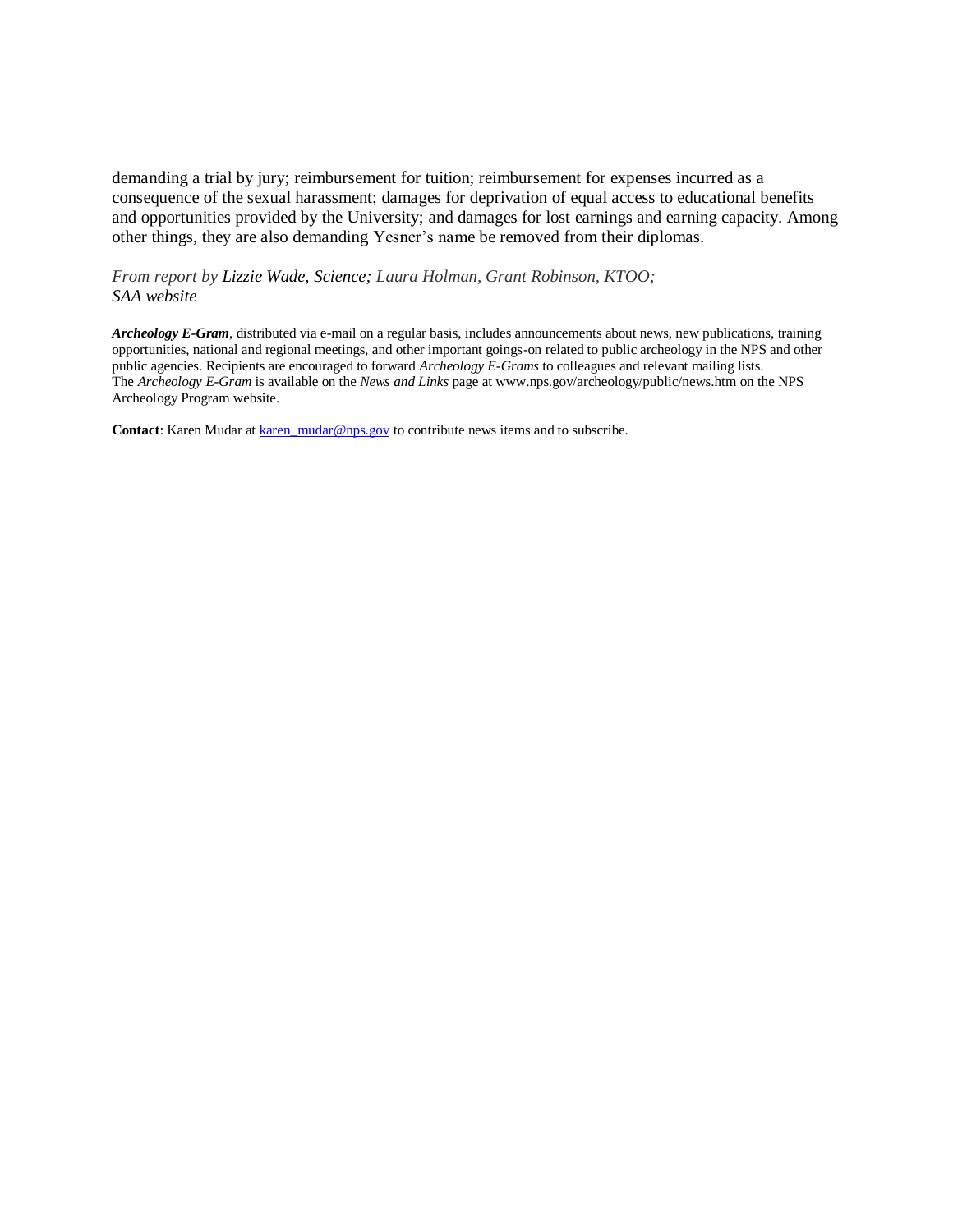demanding a trial by jury; reimbursement for tuition; reimbursement for expenses incurred as a consequence of the sexual harassment; damages for deprivation of equal access to educational benefits and opportunities provided by the University; and damages for lost earnings and earning capacity. Among other things, they are also demanding Yesner's name be removed from their diplomas.

*From report by Lizzie Wade, Science; Laura Holman, Grant Robinson, KTOO; SAA website*

***Archeology E-Gram***, distributed via e-mail on a regular basis, includes announcements about news, new publications, training opportunities, national and regional meetings, and other important goings-on related to public archeology in the NPS and other public agencies. Recipients are encouraged to forward *Archeology E-Grams* to colleagues and relevant mailing lists. The *Archeology E-Gram* is available on the *News and Links* page at www.nps.gov/archeology/public/news.htm on the NPS Archeology Program website.

**Contact**: Karen Mudar at karen_mudar@nps.gov to contribute news items and to subscribe.